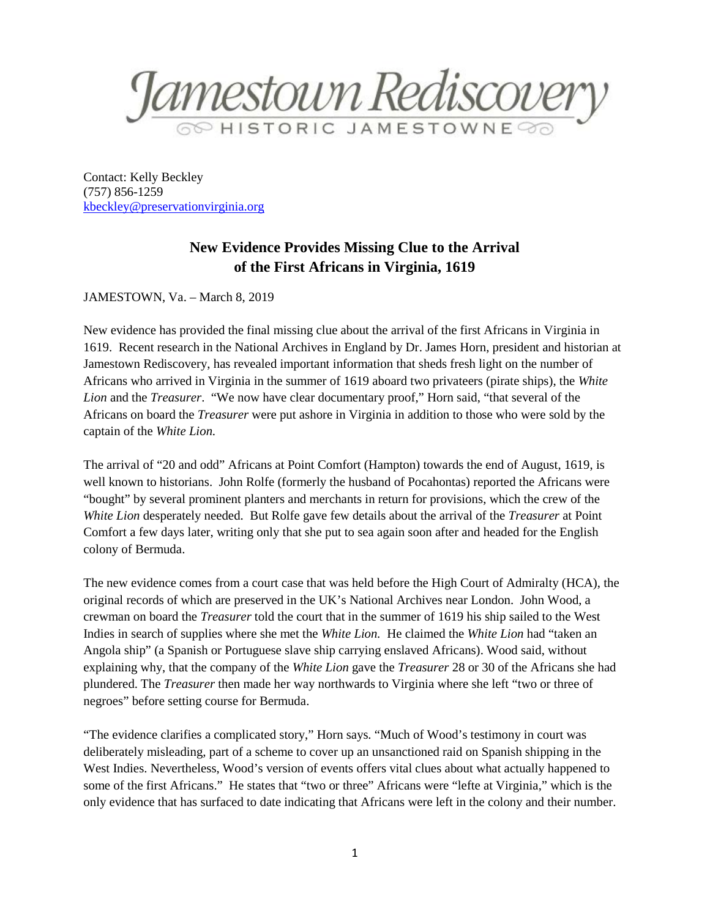# Jamestown Rediscovery

HISTORIC JAMESTOWNE

Contact: Kelly Beckley
(757) 856-1259
kbeckley@preservationvirginia.org

## New Evidence Provides Missing Clue to the Arrival of the First Africans in Virginia, 1619

JAMESTOWN, Va. – March 8, 2019

New evidence has provided the final missing clue about the arrival of the first Africans in Virginia in 1619. Recent research in the National Archives in England by Dr. James Horn, president and historian at Jamestown Rediscovery, has revealed important information that sheds fresh light on the number of Africans who arrived in Virginia in the summer of 1619 aboard two privateers (pirate ships), the *White Lion* and the *Treasurer*. "We now have clear documentary proof," Horn said, "that several of the Africans on board the *Treasurer* were put ashore in Virginia in addition to those who were sold by the captain of the *White Lion.*

The arrival of "20 and odd" Africans at Point Comfort (Hampton) towards the end of August, 1619, is well known to historians. John Rolfe (formerly the husband of Pocahontas) reported the Africans were "bought" by several prominent planters and merchants in return for provisions, which the crew of the *White Lion* desperately needed. But Rolfe gave few details about the arrival of the *Treasurer* at Point Comfort a few days later, writing only that she put to sea again soon after and headed for the English colony of Bermuda.

The new evidence comes from a court case that was held before the High Court of Admiralty (HCA), the original records of which are preserved in the UK's National Archives near London. John Wood, a crewman on board the *Treasurer* told the court that in the summer of 1619 his ship sailed to the West Indies in search of supplies where she met the *White Lion.* He claimed the *White Lion* had "taken an Angola ship" (a Spanish or Portuguese slave ship carrying enslaved Africans). Wood said, without explaining why, that the company of the *White Lion* gave the *Treasurer* 28 or 30 of the Africans she had plundered. The *Treasurer* then made her way northwards to Virginia where she left "two or three of negroes" before setting course for Bermuda.

"The evidence clarifies a complicated story," Horn says. "Much of Wood's testimony in court was deliberately misleading, part of a scheme to cover up an unsanctioned raid on Spanish shipping in the West Indies. Nevertheless, Wood's version of events offers vital clues about what actually happened to some of the first Africans." He states that "two or three" Africans were "lefte at Virginia," which is the only evidence that has surfaced to date indicating that Africans were left in the colony and their number.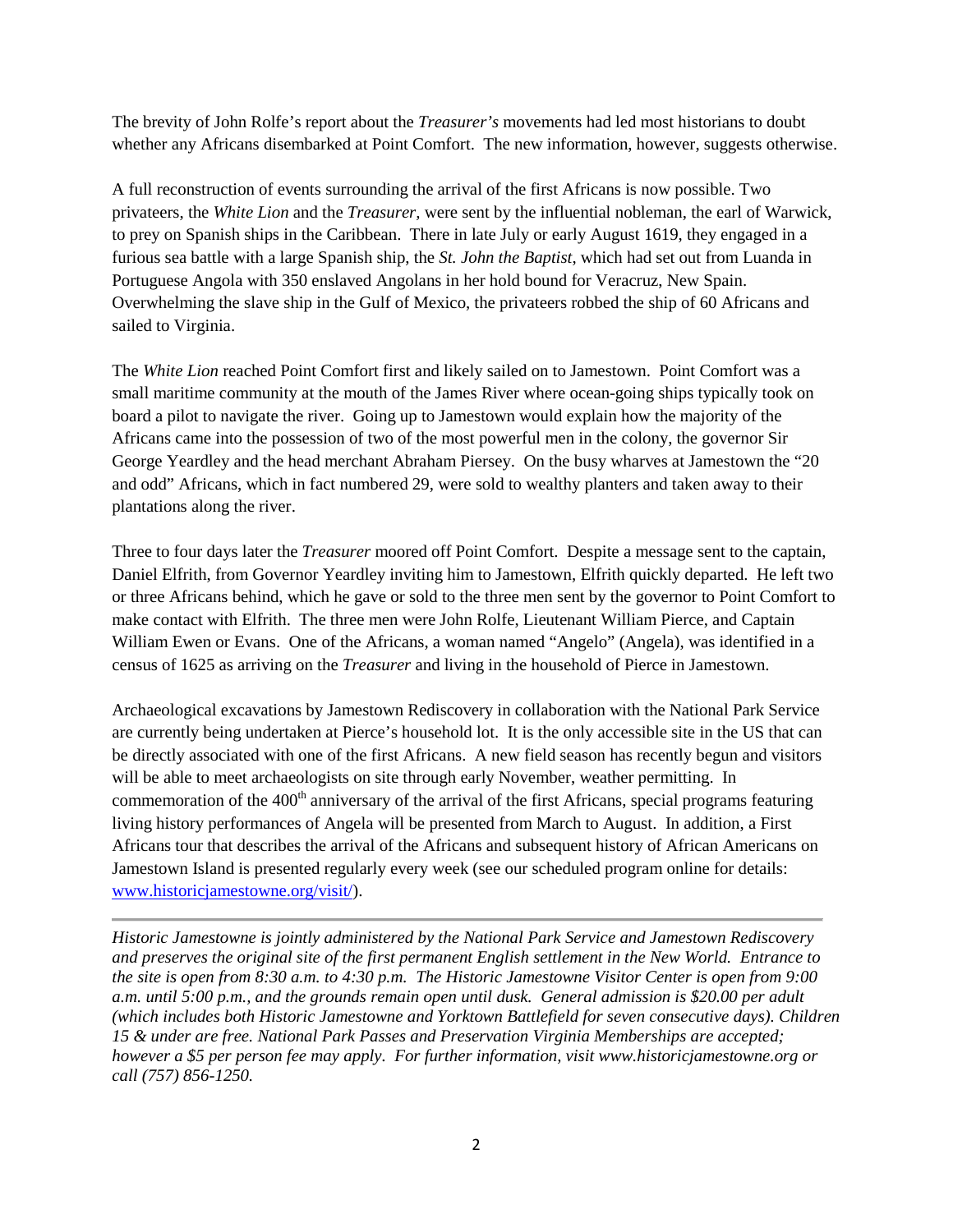The brevity of John Rolfe's report about the *Treasurer's* movements had led most historians to doubt whether any Africans disembarked at Point Comfort. The new information, however, suggests otherwise.

A full reconstruction of events surrounding the arrival of the first Africans is now possible. Two privateers, the *White Lion* and the *Treasurer,* were sent by the influential nobleman, the earl of Warwick, to prey on Spanish ships in the Caribbean. There in late July or early August 1619, they engaged in a furious sea battle with a large Spanish ship, the *St. John the Baptist*, which had set out from Luanda in Portuguese Angola with 350 enslaved Angolans in her hold bound for Veracruz, New Spain. Overwhelming the slave ship in the Gulf of Mexico, the privateers robbed the ship of 60 Africans and sailed to Virginia.

The *White Lion* reached Point Comfort first and likely sailed on to Jamestown. Point Comfort was a small maritime community at the mouth of the James River where ocean-going ships typically took on board a pilot to navigate the river. Going up to Jamestown would explain how the majority of the Africans came into the possession of two of the most powerful men in the colony, the governor Sir George Yeardley and the head merchant Abraham Piersey. On the busy wharves at Jamestown the "20 and odd" Africans, which in fact numbered 29, were sold to wealthy planters and taken away to their plantations along the river.

Three to four days later the *Treasurer* moored off Point Comfort. Despite a message sent to the captain, Daniel Elfrith, from Governor Yeardley inviting him to Jamestown, Elfrith quickly departed. He left two or three Africans behind, which he gave or sold to the three men sent by the governor to Point Comfort to make contact with Elfrith. The three men were John Rolfe, Lieutenant William Pierce, and Captain William Ewen or Evans. One of the Africans, a woman named "Angelo" (Angela), was identified in a census of 1625 as arriving on the *Treasurer* and living in the household of Pierce in Jamestown.

Archaeological excavations by Jamestown Rediscovery in collaboration with the National Park Service are currently being undertaken at Pierce's household lot. It is the only accessible site in the US that can be directly associated with one of the first Africans. A new field season has recently begun and visitors will be able to meet archaeologists on site through early November, weather permitting. In commemoration of the 400th anniversary of the arrival of the first Africans, special programs featuring living history performances of Angela will be presented from March to August. In addition, a First Africans tour that describes the arrival of the Africans and subsequent history of African Americans on Jamestown Island is presented regularly every week (see our scheduled program online for details: [www.historicjamestowne.org/visit/](www.historicjamestowne.org/visit/)).

---

*Historic Jamestowne is jointly administered by the National Park Service and Jamestown Rediscovery and preserves the original site of the first permanent English settlement in the New World. Entrance to the site is open from 8:30 a.m. to 4:30 p.m. The Historic Jamestowne Visitor Center is open from 9:00 a.m. until 5:00 p.m., and the grounds remain open until dusk. General admission is $20.00 per adult (which includes both Historic Jamestowne and Yorktown Battlefield for seven consecutive days). Children 15 & under are free. National Park Passes and Preservation Virginia Memberships are accepted; however a $5 per person fee may apply. For further information, visit www.historicjamestowne.org or call (757) 856-1250.*